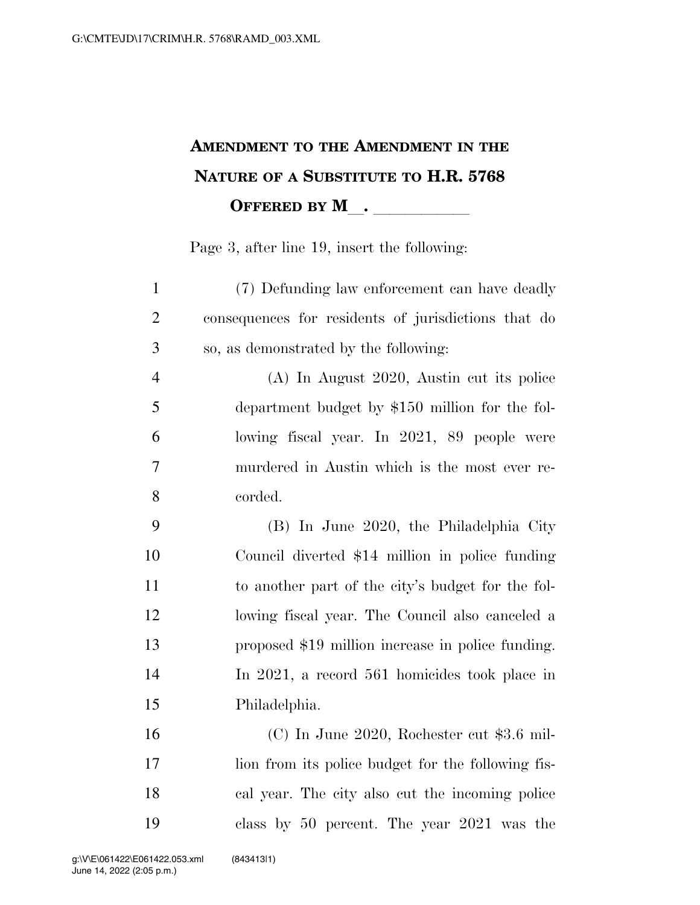# Amendment to the Amendment in the Nature of a Substitute to H.R. 5768
## Offered by M\_\_. \_\_\_\_\_\_\_\_\_\_\_

Page 3, after line 19, insert the following:

(7) Defunding law enforcement can have deadly consequences for residents of jurisdictions that do so, as demonstrated by the following:

(A) In August 2020, Austin cut its police department budget by $150 million for the following fiscal year. In 2021, 89 people were murdered in Austin which is the most ever recorded.

(B) In June 2020, the Philadelphia City Council diverted $14 million in police funding to another part of the city's budget for the following fiscal year. The Council also canceled a proposed $19 million increase in police funding. In 2021, a record 561 homicides took place in Philadelphia.

(C) In June 2020, Rochester cut $3.6 million from its police budget for the following fiscal year. The city also cut the incoming police class by 50 percent. The year 2021 was the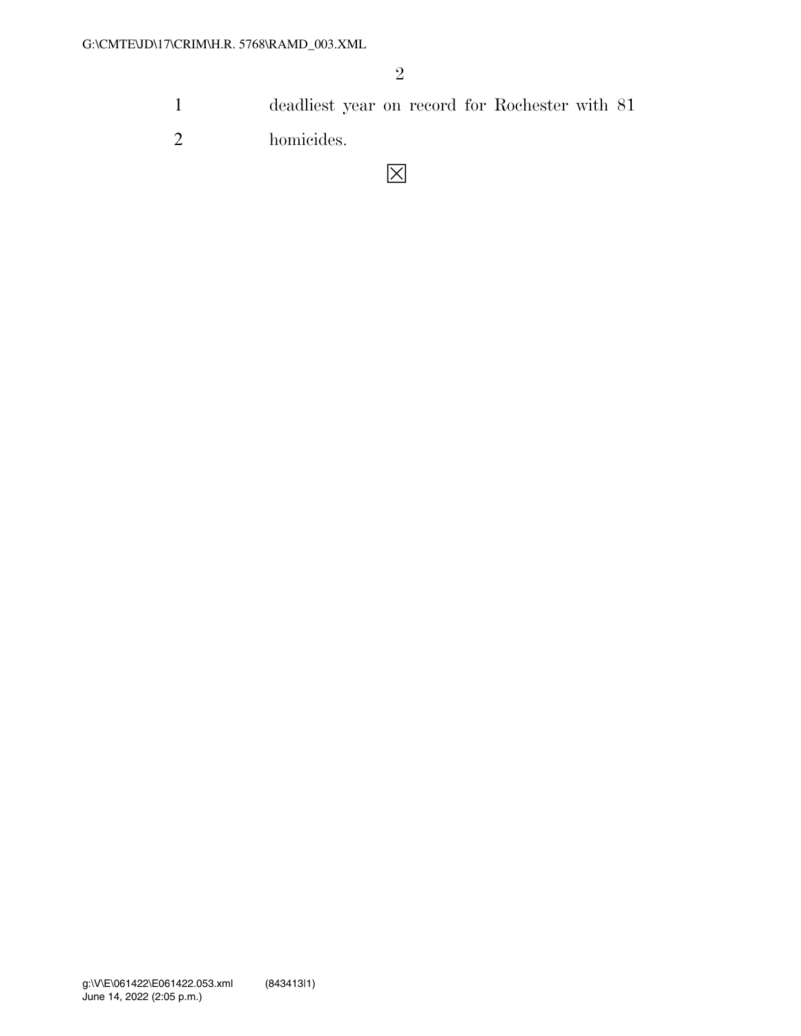deadliest year on record for Rochester with 81 homicides.